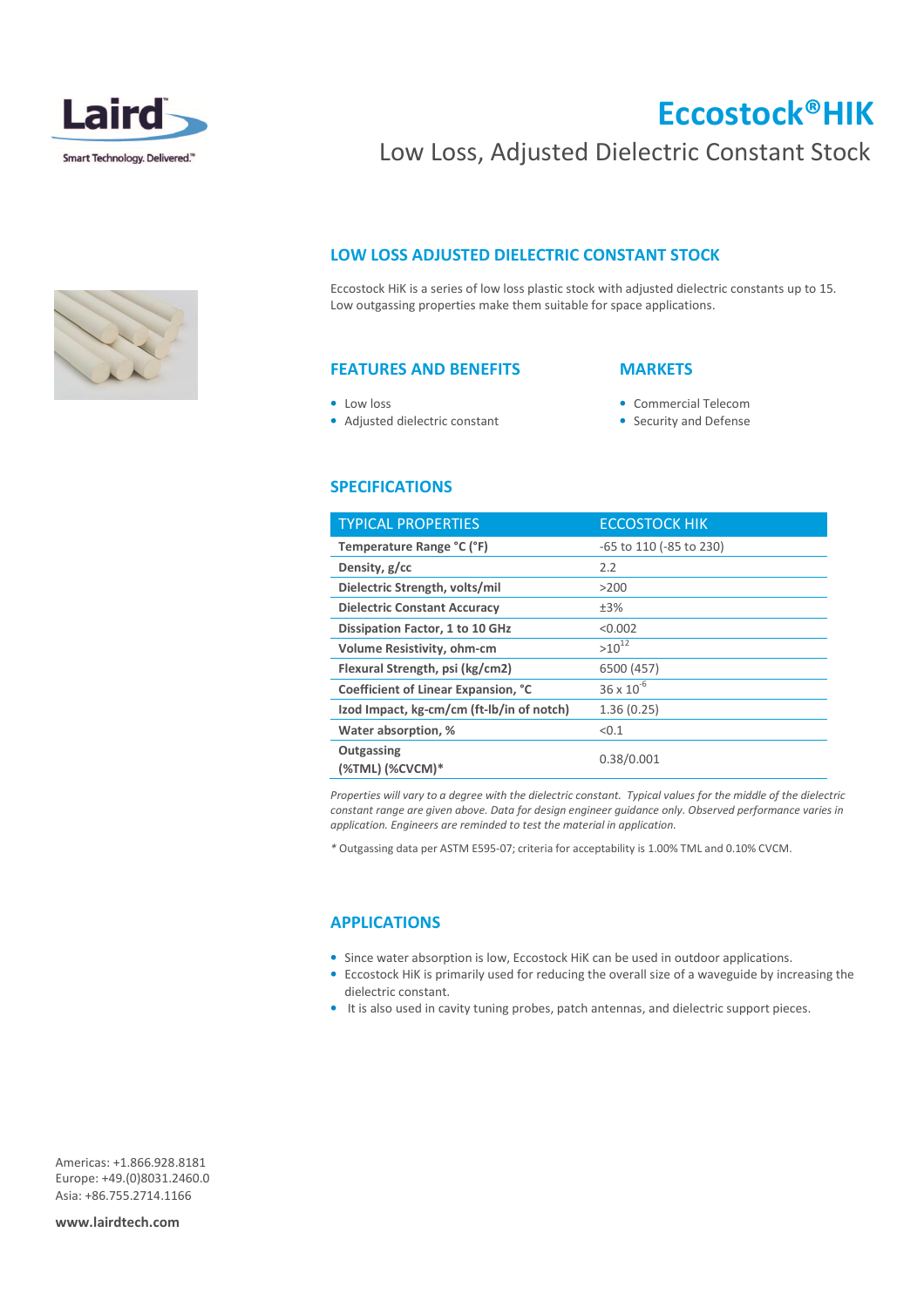Laird

Smart Technology. Delivered.™

# Eccostock®HIK

Low Loss, Adjusted Dielectric Constant Stock

## LOW LOSS ADJUSTED DIELECTRIC CONSTANT STOCK

Eccostock HiK is a series of low loss plastic stock with adjusted dielectric constants up to 15. Low outgassing properties make them suitable for space applications.

## FEATURES AND BENEFITS

- Low loss
- Adjusted dielectric constant

## MARKETS

- Commercial Telecom
- Security and Defense

## SPECIFICATIONS

| TYPICAL PROPERTIES | ECCOSTOCK HIK |
|---|---|
| **Temperature Range °C (°F)** | -65 to 110 (-85 to 230) |
| **Density, g/cc** | 2.2 |
| **Dielectric Strength, volts/mil** | >200 |
| **Dielectric Constant Accuracy** | ±3% |
| **Dissipation Factor, 1 to 10 GHz** | <0.002 |
| **Volume Resistivity, ohm-cm** | $>10^{12}$ |
| **Flexural Strength, psi (kg/cm2)** | 6500 (457) |
| **Coefficient of Linear Expansion, °C** | $36 \times 10^{-6}$ |
| **Izod Impact, kg-cm/cm (ft-lb/in of notch)** | 1.36 (0.25) |
| **Water absorption, %** | <0.1 |
| **Outgassing (%TML) (%CVCM)*** | 0.38/0.001 |

*Properties will vary to a degree with the dielectric constant. Typical values for the middle of the dielectric constant range are given above. Data for design engineer guidance only. Observed performance varies in application. Engineers are reminded to test the material in application.*

* Outgassing data per ASTM E595-07; criteria for acceptability is 1.00% TML and 0.10% CVCM.

## APPLICATIONS

- Since water absorption is low, Eccostock HiK can be used in outdoor applications.
- Eccostock HiK is primarily used for reducing the overall size of a waveguide by increasing the dielectric constant.
- It is also used in cavity tuning probes, patch antennas, and dielectric support pieces.

Americas: +1.866.928.8181
Europe: +49.(0)8031.2460.0
Asia: +86.755.2714.1166

**www.lairdtech.com**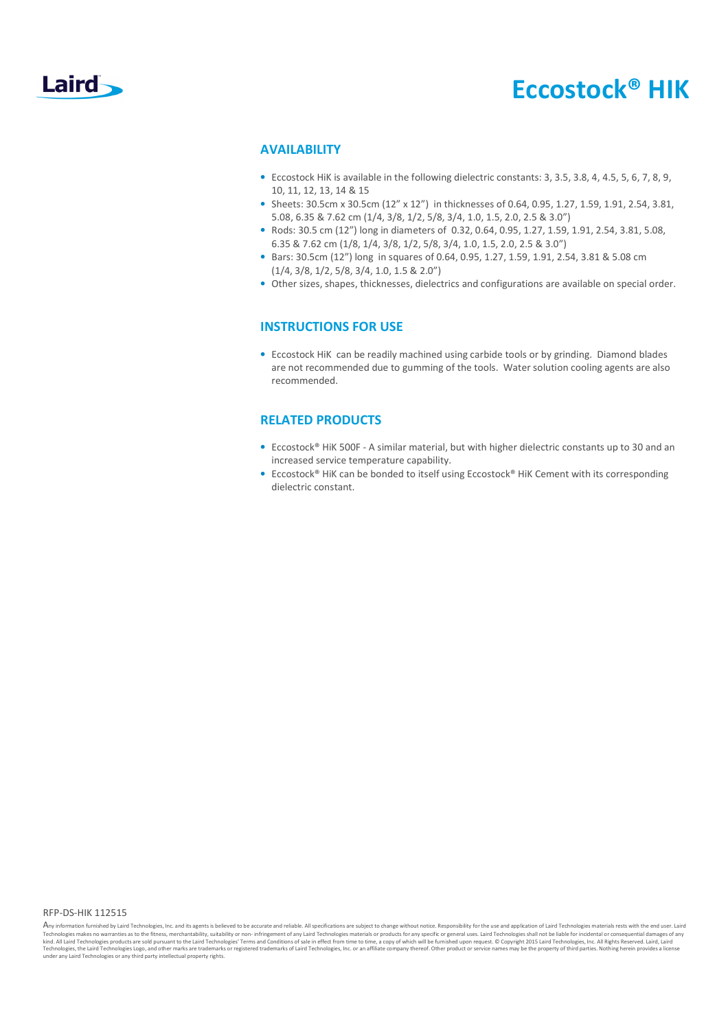## AVAILABILITY

- Eccostock HiK is available in the following dielectric constants: 3, 3.5, 3.8, 4, 4.5, 5, 6, 7, 8, 9, 10, 11, 12, 13, 14 & 15
- Sheets: 30.5cm x 30.5cm (12" x 12") in thicknesses of 0.64, 0.95, 1.27, 1.59, 1.91, 2.54, 3.81, 5.08, 6.35 & 7.62 cm (1/4, 3/8, 1/2, 5/8, 3/4, 1.0, 1.5, 2.0, 2.5 & 3.0")
- Rods: 30.5 cm (12") long in diameters of 0.32, 0.64, 0.95, 1.27, 1.59, 1.91, 2.54, 3.81, 5.08, 6.35 & 7.62 cm (1/8, 1/4, 3/8, 1/2, 5/8, 3/4, 1.0, 1.5, 2.0, 2.5 & 3.0")
- Bars: 30.5cm (12") long in squares of 0.64, 0.95, 1.27, 1.59, 1.91, 2.54, 3.81 & 5.08 cm (1/4, 3/8, 1/2, 5/8, 3/4, 1.0, 1.5 & 2.0")
- Other sizes, shapes, thicknesses, dielectrics and configurations are available on special order.

## INSTRUCTIONS FOR USE

- Eccostock HiK can be readily machined using carbide tools or by grinding. Diamond blades are not recommended due to gumming of the tools. Water solution cooling agents are also recommended.

## RELATED PRODUCTS

- Eccostock® HiK 500F - A similar material, but with higher dielectric constants up to 30 and an increased service temperature capability.
- Eccostock® HiK can be bonded to itself using Eccostock® HiK Cement with its corresponding dielectric constant.

RFP-DS-HIK 112515

Any information furnished by Laird Technologies, Inc. and its agents is believed to be accurate and reliable. All specifications are subject to change without notice. Responsibility for the use and application of Laird Technologies materials rests with the end user. Laird Technologies makes no warranties as to the fitness, merchantability, suitability or non- infringement of any Laird Technologies materials or products for any specific or general uses. Laird Technologies shall not be liable for incidental or consequential damages of any kind. All Laird Technologies products are sold pursuant to the Laird Technologies' Terms and Conditions of sale in effect from time to time, a copy of which will be furnished upon request. © Copyright 2015 Laird Technologies, Inc. All Rights Reserved. Laird, Laird Technologies, the Laird Technologies Logo, and other marks are trademarks or registered trademarks of Laird Technologies, Inc. or an affiliate company thereof. Other product or service names may be the property of third parties. Nothing herein provides a license under any Laird Technologies or any third party intellectual property rights.